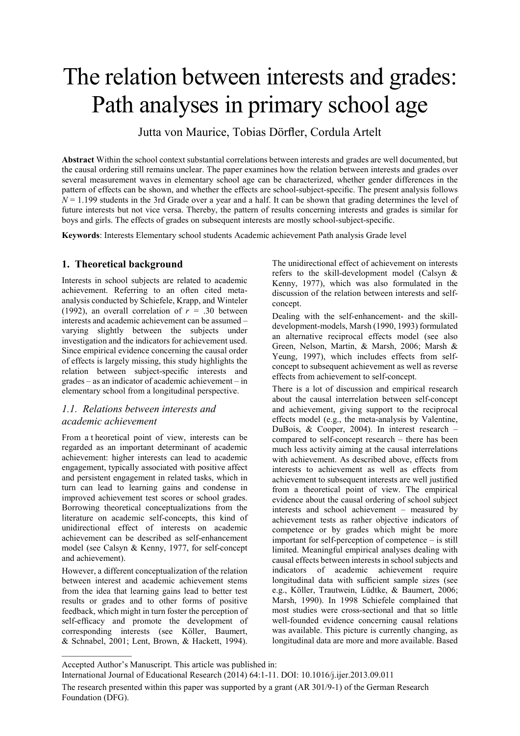# The relation between interests and grades: Path analyses in primary school age

Jutta von Maurice, Tobias Dörfler, Cordula Artelt

**Abstract** Within the school context substantial correlations between interests and grades are well documented, but the causal ordering still remains unclear. The paper examines how the relation between interests and grades over several measurement waves in elementary school age can be characterized, whether gender differences in the pattern of effects can be shown, and whether the effects are school-subject-specific. The present analysis follows $N$ = 1.199 students in the 3rd Grade over a year and a half. It can be shown that grading determines the level of future interests but not vice versa. Thereby, the pattern of results concerning interests and grades is similar for boys and girls. The effects of grades on subsequent interests are mostly school-subject-specific.

**Keywords**: Interests Elementary school students Academic achievement Path analysis Grade level

## 1. Theoretical background

Interests in school subjects are related to academic achievement. Referring to an often cited meta-analysis conducted by Schiefele, Krapp, and Winteler (1992), an overall correlation of $r$ = .30 between interests and academic achievement can be assumed – varying slightly between the subjects under investigation and the indicators for achievement used. Since empirical evidence concerning the causal order of effects is largely missing, this study highlights the relation between subject-specific interests and grades – as an indicator of academic achievement – in elementary school from a longitudinal perspective.

### *1.1. Relations between interests and academic achievement*

From a t heoretical point of view, interests can be regarded as an important determinant of academic achievement: higher interests can lead to academic engagement, typically associated with positive affect and persistent engagement in related tasks, which in turn can lead to learning gains and condense in improved achievement test scores or school grades. Borrowing theoretical conceptualizations from the literature on academic self-concepts, this kind of unidirectional effect of interests on academic achievement can be described as self-enhancement model (see Calsyn & Kenny, 1977, for self-concept and achievement).

However, a different conceptualization of the relation between interest and academic achievement stems from the idea that learning gains lead to better test results or grades and to other forms of positive feedback, which might in turn foster the perception of self-efficacy and promote the development of corresponding interests (see Köller, Baumert, & Schnabel, 2001; Lent, Brown, & Hackett, 1994). The unidirectional effect of achievement on interests refers to the skill-development model (Calsyn & Kenny, 1977), which was also formulated in the discussion of the relation between interests and self-concept.

Dealing with the self-enhancement- and the skill-development-models, Marsh (1990, 1993) formulated an alternative reciprocal effects model (see also Green, Nelson, Martin, & Marsh, 2006; Marsh & Yeung, 1997), which includes effects from self-concept to subsequent achievement as well as reverse effects from achievement to self-concept.

There is a lot of discussion and empirical research about the causal interrelation between self-concept and achievement, giving support to the reciprocal effects model (e.g., the meta-analysis by Valentine, DuBois, & Cooper, 2004). In interest research – compared to self-concept research – there has been much less activity aiming at the causal interrelations with achievement. As described above, effects from interests to achievement as well as effects from achievement to subsequent interests are well justified from a theoretical point of view. The empirical evidence about the causal ordering of school subject interests and school achievement – measured by achievement tests as rather objective indicators of competence or by grades which might be more important for self-perception of competence – is still limited. Meaningful empirical analyses dealing with causal effects between interests in school subjects and indicators of academic achievement require longitudinal data with sufficient sample sizes (see e.g., Köller, Trautwein, Lüdtke, & Baumert, 2006; Marsh, 1990). In 1998 Schiefele complained that most studies were cross-sectional and that so little well-founded evidence concerning causal relations was available. This picture is currently changing, as longitudinal data are more and more available. Based

---

Accepted Author's Manuscript. This article was published in:
International Journal of Educational Research (2014) 64:1-11. DOI: 10.1016/j.ijer.2013.09.011

The research presented within this paper was supported by a grant (AR 301/9-1) of the German Research Foundation (DFG).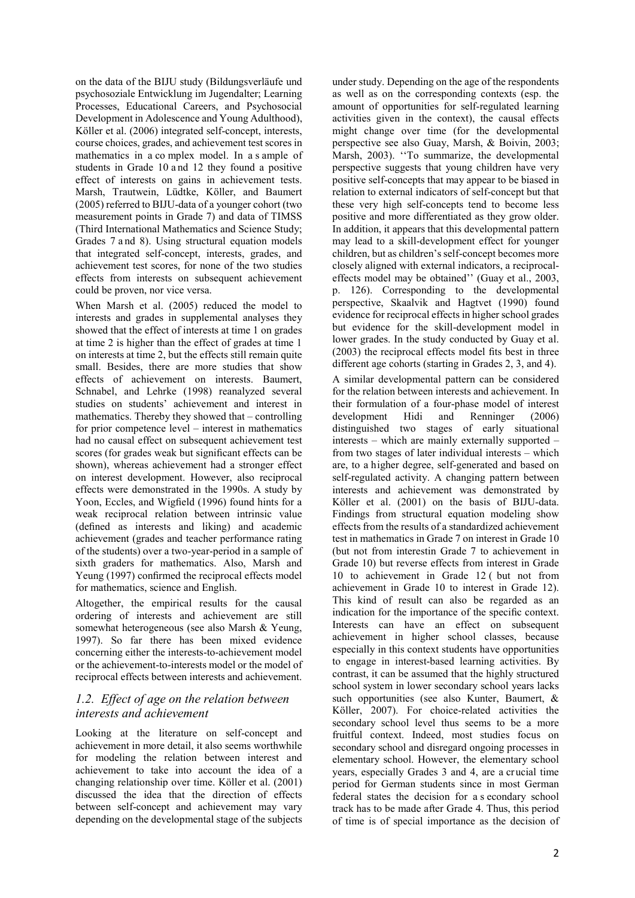on the data of the BIJU study (Bildungsverläufe und psychosoziale Entwicklung im Jugendalter; Learning Processes, Educational Careers, and Psychosocial Development in Adolescence and Young Adulthood), Köller et al. (2006) integrated self-concept, interests, course choices, grades, and achievement test scores in mathematics in a complex model. In a sample of students in Grade 10 and 12 they found a positive effect of interests on gains in achievement tests. Marsh, Trautwein, Lüdtke, Köller, and Baumert (2005) referred to BIJU-data of a younger cohort (two measurement points in Grade 7) and data of TIMSS (Third International Mathematics and Science Study; Grades 7 and 8). Using structural equation models that integrated self-concept, interests, grades, and achievement test scores, for none of the two studies effects from interests on subsequent achievement could be proven, nor vice versa.

When Marsh et al. (2005) reduced the model to interests and grades in supplemental analyses they showed that the effect of interests at time 1 on grades at time 2 is higher than the effect of grades at time 1 on interests at time 2, but the effects still remain quite small. Besides, there are more studies that show effects of achievement on interests. Baumert, Schnabel, and Lehrke (1998) reanalyzed several studies on students' achievement and interest in mathematics. Thereby they showed that – controlling for prior competence level – interest in mathematics had no causal effect on subsequent achievement test scores (for grades weak but significant effects can be shown), whereas achievement had a stronger effect on interest development. However, also reciprocal effects were demonstrated in the 1990s. A study by Yoon, Eccles, and Wigfield (1996) found hints for a weak reciprocal relation between intrinsic value (defined as interests and liking) and academic achievement (grades and teacher performance rating of the students) over a two-year-period in a sample of sixth graders for mathematics. Also, Marsh and Yeung (1997) confirmed the reciprocal effects model for mathematics, science and English.

Altogether, the empirical results for the causal ordering of interests and achievement are still somewhat heterogeneous (see also Marsh & Yeung, 1997). So far there has been mixed evidence concerning either the interests-to-achievement model or the achievement-to-interests model or the model of reciprocal effects between interests and achievement.

## *1.2. Effect of age on the relation between interests and achievement*

Looking at the literature on self-concept and achievement in more detail, it also seems worthwhile for modeling the relation between interest and achievement to take into account the idea of a changing relationship over time. Köller et al. (2001) discussed the idea that the direction of effects between self-concept and achievement may vary depending on the developmental stage of the subjects under study. Depending on the age of the respondents as well as on the corresponding contexts (esp. the amount of opportunities for self-regulated learning activities given in the context), the causal effects might change over time (for the developmental perspective see also Guay, Marsh, & Boivin, 2003; Marsh, 2003). ''To summarize, the developmental perspective suggests that young children have very positive self-concepts that may appear to be biased in relation to external indicators of self-concept but that these very high self-concepts tend to become less positive and more differentiated as they grow older. In addition, it appears that this developmental pattern may lead to a skill-development effect for younger children, but as children's self-concept becomes more closely aligned with external indicators, a reciprocal-effects model may be obtained'' (Guay et al., 2003, p. 126). Corresponding to the developmental perspective, Skaalvik and Hagtvet (1990) found evidence for reciprocal effects in higher school grades but evidence for the skill-development model in lower grades. In the study conducted by Guay et al. (2003) the reciprocal effects model fits best in three different age cohorts (starting in Grades 2, 3, and 4).

A similar developmental pattern can be considered for the relation between interests and achievement. In their formulation of a four-phase model of interest development Hidi and Renninger (2006) distinguished two stages of early situational interests – which are mainly externally supported – from two stages of later individual interests – which are, to a higher degree, self-generated and based on self-regulated activity. A changing pattern between interests and achievement was demonstrated by Köller et al. (2001) on the basis of BIJU-data. Findings from structural equation modeling show effects from the results of a standardized achievement test in mathematics in Grade 7 on interest in Grade 10 (but not from interestin Grade 7 to achievement in Grade 10) but reverse effects from interest in Grade 10 to achievement in Grade 12 ( but not from achievement in Grade 10 to interest in Grade 12). This kind of result can also be regarded as an indication for the importance of the specific context. Interests can have an effect on subsequent achievement in higher school classes, because especially in this context students have opportunities to engage in interest-based learning activities. By contrast, it can be assumed that the highly structured school system in lower secondary school years lacks such opportunities (see also Kunter, Baumert, & Köller, 2007). For choice-related activities the secondary school level thus seems to be a more fruitful context. Indeed, most studies focus on secondary school and disregard ongoing processes in elementary school. However, the elementary school years, especially Grades 3 and 4, are a crucial time period for German students since in most German federal states the decision for a secondary school track has to be made after Grade 4. Thus, this period of time is of special importance as the decision of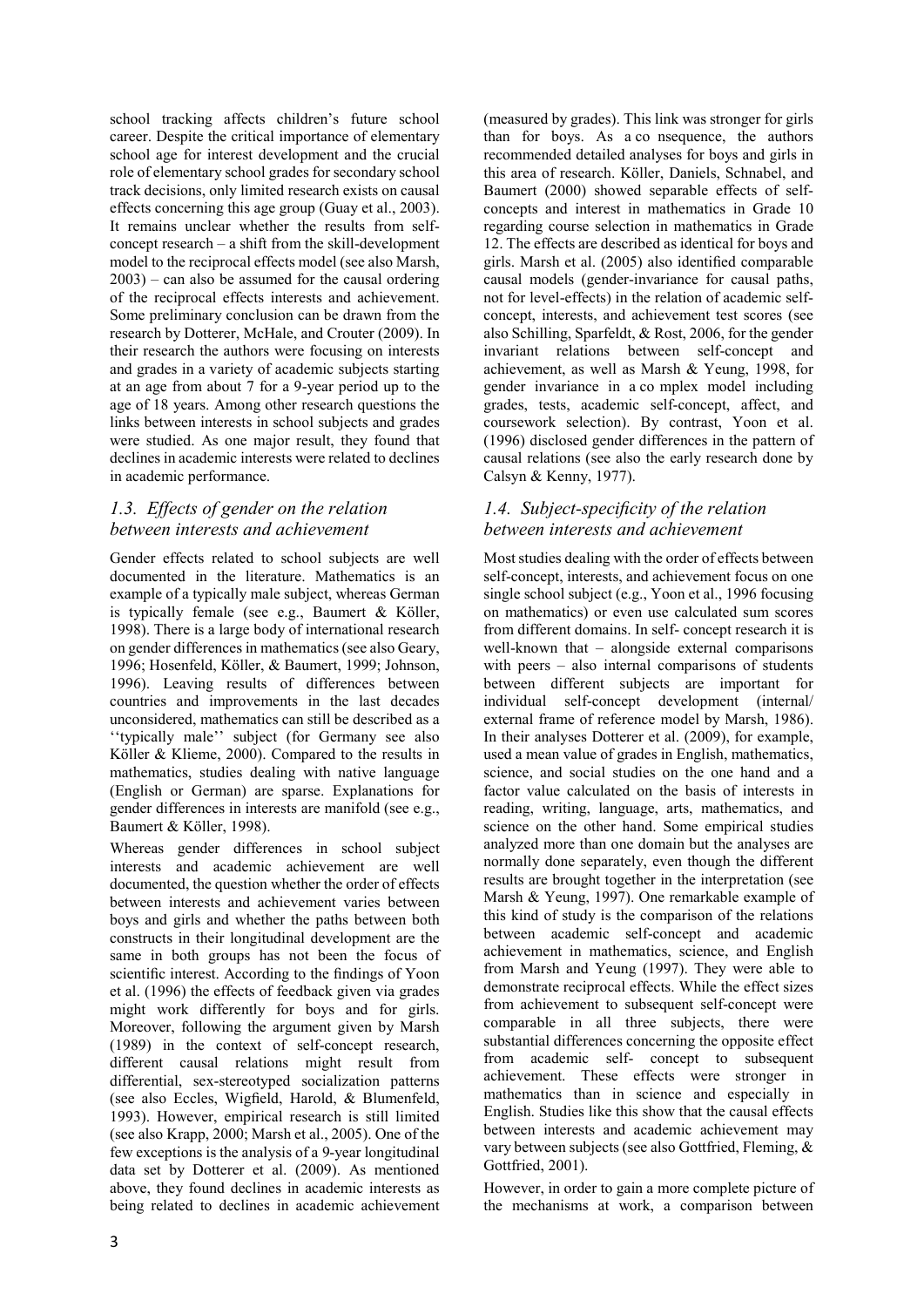school tracking affects children's future school career. Despite the critical importance of elementary school age for interest development and the crucial role of elementary school grades for secondary school track decisions, only limited research exists on causal effects concerning this age group (Guay et al., 2003). It remains unclear whether the results from self-concept research – a shift from the skill-development model to the reciprocal effects model (see also Marsh, 2003) – can also be assumed for the causal ordering of the reciprocal effects interests and achievement. Some preliminary conclusion can be drawn from the research by Dotterer, McHale, and Crouter (2009). In their research the authors were focusing on interests and grades in a variety of academic subjects starting at an age from about 7 for a 9-year period up to the age of 18 years. Among other research questions the links between interests in school subjects and grades were studied. As one major result, they found that declines in academic interests were related to declines in academic performance.

### *1.3. Effects of gender on the relation between interests and achievement*

Gender effects related to school subjects are well documented in the literature. Mathematics is an example of a typically male subject, whereas German is typically female (see e.g., Baumert & Köller, 1998). There is a large body of international research on gender differences in mathematics (see also Geary, 1996; Hosenfeld, Köller, & Baumert, 1999; Johnson, 1996). Leaving results of differences between countries and improvements in the last decades unconsidered, mathematics can still be described as a ''typically male'' subject (for Germany see also Köller & Klieme, 2000). Compared to the results in mathematics, studies dealing with native language (English or German) are sparse. Explanations for gender differences in interests are manifold (see e.g., Baumert & Köller, 1998).

Whereas gender differences in school subject interests and academic achievement are well documented, the question whether the order of effects between interests and achievement varies between boys and girls and whether the paths between both constructs in their longitudinal development are the same in both groups has not been the focus of scientific interest. According to the findings of Yoon et al. (1996) the effects of feedback given via grades might work differently for boys and for girls. Moreover, following the argument given by Marsh (1989) in the context of self-concept research, different causal relations might result from differential, sex-stereotyped socialization patterns (see also Eccles, Wigfield, Harold, & Blumenfeld, 1993). However, empirical research is still limited (see also Krapp, 2000; Marsh et al., 2005). One of the few exceptions is the analysis of a 9-year longitudinal data set by Dotterer et al. (2009). As mentioned above, they found declines in academic interests as being related to declines in academic achievement (measured by grades). This link was stronger for girls than for boys. As a consequence, the authors recommended detailed analyses for boys and girls in this area of research. Köller, Daniels, Schnabel, and Baumert (2000) showed separable effects of self-concepts and interest in mathematics in Grade 10 regarding course selection in mathematics in Grade 12. The effects are described as identical for boys and girls. Marsh et al. (2005) also identified comparable causal models (gender-invariance for causal paths, not for level-effects) in the relation of academic self-concept, interests, and achievement test scores (see also Schilling, Sparfeldt, & Rost, 2006, for the gender invariant relations between self-concept and achievement, as well as Marsh & Yeung, 1998, for gender invariance in a complex model including grades, tests, academic self-concept, affect, and coursework selection). By contrast, Yoon et al. (1996) disclosed gender differences in the pattern of causal relations (see also the early research done by Calsyn & Kenny, 1977).

### *1.4. Subject-specificity of the relation between interests and achievement*

Most studies dealing with the order of effects between self-concept, interests, and achievement focus on one single school subject (e.g., Yoon et al., 1996 focusing on mathematics) or even use calculated sum scores from different domains. In self- concept research it is well-known that – alongside external comparisons with peers – also internal comparisons of students between different subjects are important for individual self-concept development (internal/external frame of reference model by Marsh, 1986). In their analyses Dotterer et al. (2009), for example, used a mean value of grades in English, mathematics, science, and social studies on the one hand and a factor value calculated on the basis of interests in reading, writing, language, arts, mathematics, and science on the other hand. Some empirical studies analyzed more than one domain but the analyses are normally done separately, even though the different results are brought together in the interpretation (see Marsh & Yeung, 1997). One remarkable example of this kind of study is the comparison of the relations between academic self-concept and academic achievement in mathematics, science, and English from Marsh and Yeung (1997). They were able to demonstrate reciprocal effects. While the effect sizes from achievement to subsequent self-concept were comparable in all three subjects, there were substantial differences concerning the opposite effect from academic self- concept to subsequent achievement. These effects were stronger in mathematics than in science and especially in English. Studies like this show that the causal effects between interests and academic achievement may vary between subjects (see also Gottfried, Fleming, & Gottfried, 2001).

However, in order to gain a more complete picture of the mechanisms at work, a comparison between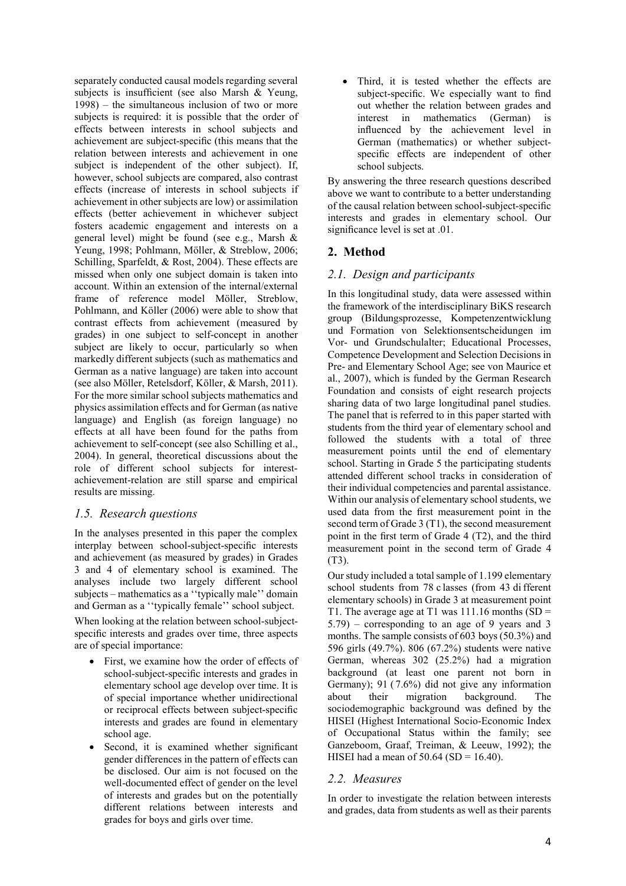separately conducted causal models regarding several subjects is insufficient (see also Marsh & Yeung, 1998) – the simultaneous inclusion of two or more subjects is required: it is possible that the order of effects between interests in school subjects and achievement are subject-specific (this means that the relation between interests and achievement in one subject is independent of the other subject). If, however, school subjects are compared, also contrast effects (increase of interests in school subjects if achievement in other subjects are low) or assimilation effects (better achievement in whichever subject fosters academic engagement and interests on a general level) might be found (see e.g., Marsh & Yeung, 1998; Pohlmann, Möller, & Streblow, 2006; Schilling, Sparfeldt, & Rost, 2004). These effects are missed when only one subject domain is taken into account. Within an extension of the internal/external frame of reference model Möller, Streblow, Pohlmann, and Köller (2006) were able to show that contrast effects from achievement (measured by grades) in one subject to self-concept in another subject are likely to occur, particularly so when markedly different subjects (such as mathematics and German as a native language) are taken into account (see also Möller, Retelsdorf, Köller, & Marsh, 2011). For the more similar school subjects mathematics and physics assimilation effects and for German (as native language) and English (as foreign language) no effects at all have been found for the paths from achievement to self-concept (see also Schilling et al., 2004). In general, theoretical discussions about the role of different school subjects for interest-achievement-relation are still sparse and empirical results are missing.

### *1.5. Research questions*

In the analyses presented in this paper the complex interplay between school-subject-specific interests and achievement (as measured by grades) in Grades 3 and 4 of elementary school is examined. The analyses include two largely different school subjects – mathematics as a ''typically male'' domain and German as a ''typically female'' school subject.

When looking at the relation between school-subject-specific interests and grades over time, three aspects are of special importance:

- First, we examine how the order of effects of school-subject-specific interests and grades in elementary school age develop over time. It is of special importance whether unidirectional or reciprocal effects between subject-specific interests and grades are found in elementary school age.
- Second, it is examined whether significant gender differences in the pattern of effects can be disclosed. Our aim is not focused on the well-documented effect of gender on the level of interests and grades but on the potentially different relations between interests and grades for boys and girls over time.
- Third, it is tested whether the effects are subject-specific. We especially want to find out whether the relation between grades and interest in mathematics (German) is influenced by the achievement level in German (mathematics) or whether subject-specific effects are independent of other school subjects.

By answering the three research questions described above we want to contribute to a better understanding of the causal relation between school-subject-specific interests and grades in elementary school. Our significance level is set at .01.

## 2. Method

### *2.1. Design and participants*

In this longitudinal study, data were assessed within the framework of the interdisciplinary BiKS research group (Bildungsprozesse, Kompetenzentwicklung und Formation von Selektionsentscheidungen im Vor- und Grundschulalter; Educational Processes, Competence Development and Selection Decisions in Pre- and Elementary School Age; see von Maurice et al., 2007), which is funded by the German Research Foundation and consists of eight research projects sharing data of two large longitudinal panel studies. The panel that is referred to in this paper started with students from the third year of elementary school and followed the students with a total of three measurement points until the end of elementary school. Starting in Grade 5 the participating students attended different school tracks in consideration of their individual competencies and parental assistance. Within our analysis of elementary school students, we used data from the first measurement point in the second term of Grade 3 (T1), the second measurement point in the first term of Grade 4 (T2), and the third measurement point in the second term of Grade 4 (T3).

Our study included a total sample of 1.199 elementary school students from 78 classes (from 43 different elementary schools) in Grade 3 at measurement point T1. The average age at T1 was 111.16 months (SD = 5.79) – corresponding to an age of 9 years and 3 months. The sample consists of 603 boys (50.3%) and 596 girls (49.7%). 806 (67.2%) students were native German, whereas 302 (25.2%) had a migration background (at least one parent not born in Germany); 91 (7.6%) did not give any information about their migration background. The sociodemographic background was defined by the HISEI (Highest International Socio-Economic Index of Occupational Status within the family; see Ganzeboom, Graaf, Treiman, & Leeuw, 1992); the HISEI had a mean of 50.64 (SD = 16.40).

### *2.2. Measures*

In order to investigate the relation between interests and grades, data from students as well as their parents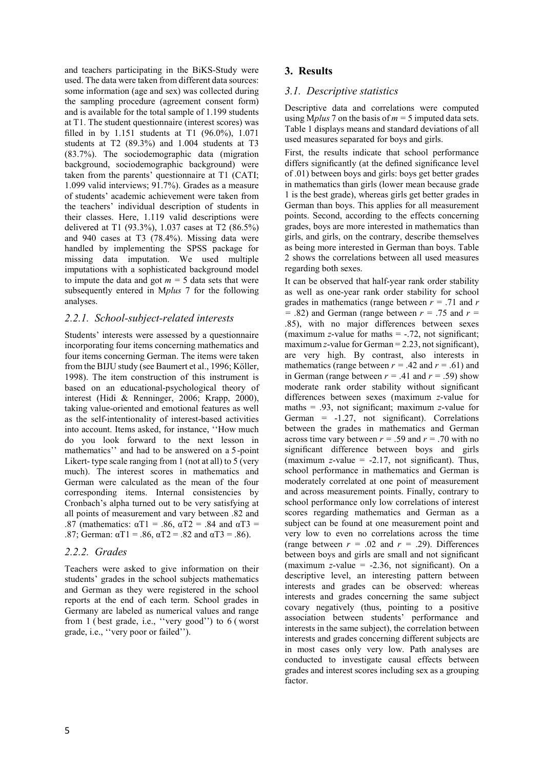and teachers participating in the BiKS-Study were used. The data were taken from different data sources: some information (age and sex) was collected during the sampling procedure (agreement consent form) and is available for the total sample of 1.199 students at T1. The student questionnaire (interest scores) was filled in by 1.151 students at T1 (96.0%), 1.071 students at T2 (89.3%) and 1.004 students at T3 (83.7%). The sociodemographic data (migration background, sociodemographic background) were taken from the parents' questionnaire at T1 (CATI; 1.099 valid interviews; 91.7%). Grades as a measure of students' academic achievement were taken from the teachers' individual description of students in their classes. Here, 1.119 valid descriptions were delivered at T1 (93.3%), 1.037 cases at T2 (86.5%) and 940 cases at T3 (78.4%). Missing data were handled by implementing the SPSS package for missing data imputation. We used multiple imputations with a sophisticated background model to impute the data and got $m = 5$ data sets that were subsequently entered in M*plus* 7 for the following analyses.

### 2.2.1. School-subject-related interests

Students' interests were assessed by a questionnaire incorporating four items concerning mathematics and four items concerning German. The items were taken from the BIJU study (see Baumert et al., 1996; Köller, 1998). The item construction of this instrument is based on an educational-psychological theory of interest (Hidi & Renninger, 2006; Krapp, 2000), taking value-oriented and emotional features as well as the self-intentionality of interest-based activities into account. Items asked, for instance, ''How much do you look forward to the next lesson in mathematics'' and had to be answered on a 5-point Likert- type scale ranging from 1 (not at all) to 5 (very much). The interest scores in mathematics and German were calculated as the mean of the four corresponding items. Internal consistencies by Cronbach's alpha turned out to be very satisfying at all points of measurement and vary between .82 and .87 (mathematics: $\alpha T1 = .86$, $\alpha T2 = .84$ and $\alpha T3 = .87$; German: $\alpha T1 = .86$, $\alpha T2 = .82$ and $\alpha T3 = .86$).

### 2.2.2. Grades

Teachers were asked to give information on their students' grades in the school subjects mathematics and German as they were registered in the school reports at the end of each term. School grades in Germany are labeled as numerical values and range from 1 ( best grade, i.e., ''very good'') to 6 ( worst grade, i.e., ''very poor or failed'').

## 3. Results

### 3.1. Descriptive statistics

Descriptive data and correlations were computed using M*plus* 7 on the basis of $m = 5$ imputed data sets. Table 1 displays means and standard deviations of all used measures separated for boys and girls.

First, the results indicate that school performance differs significantly (at the defined significance level of .01) between boys and girls: boys get better grades in mathematics than girls (lower mean because grade 1 is the best grade), whereas girls get better grades in German than boys. This applies for all measurement points. Second, according to the effects concerning grades, boys are more interested in mathematics than girls, and girls, on the contrary, describe themselves as being more interested in German than boys. Table 2 shows the correlations between all used measures regarding both sexes.

It can be observed that half-year rank order stability as well as one-year rank order stability for school grades in mathematics (range between $r = .71$ and $r = .82$) and German (range between $r = .75$ and $r = .85$), with no major differences between sexes (maximum $z$-value for maths = -.72, not significant; maximum $z$-value for German = 2.23, not significant), are very high. By contrast, also interests in mathematics (range between $r = .42$ and $r = .61$) and in German (range between $r = .41$ and $r = .59$) show moderate rank order stability without significant differences between sexes (maximum $z$-value for maths = .93, not significant; maximum $z$-value for German = -1.27, not significant). Correlations between the grades in mathematics and German across time vary between $r = .59$ and $r = .70$ with no significant difference between boys and girls (maximum $z$-value = -2.17, not significant). Thus, school performance in mathematics and German is moderately correlated at one point of measurement and across measurement points. Finally, contrary to school performance only low correlations of interest scores regarding mathematics and German as a subject can be found at one measurement point and very low to even no correlations across the time (range between $r = .02$ and $r = .29$). Differences between boys and girls are small and not significant (maximum $z$-value = -2.36, not significant). On a descriptive level, an interesting pattern between interests and grades can be observed: whereas interests and grades concerning the same subject covary negatively (thus, pointing to a positive association between students' performance and interests in the same subject), the correlation between interests and grades concerning different subjects are in most cases only very low. Path analyses are conducted to investigate causal effects between grades and interest scores including sex as a grouping factor.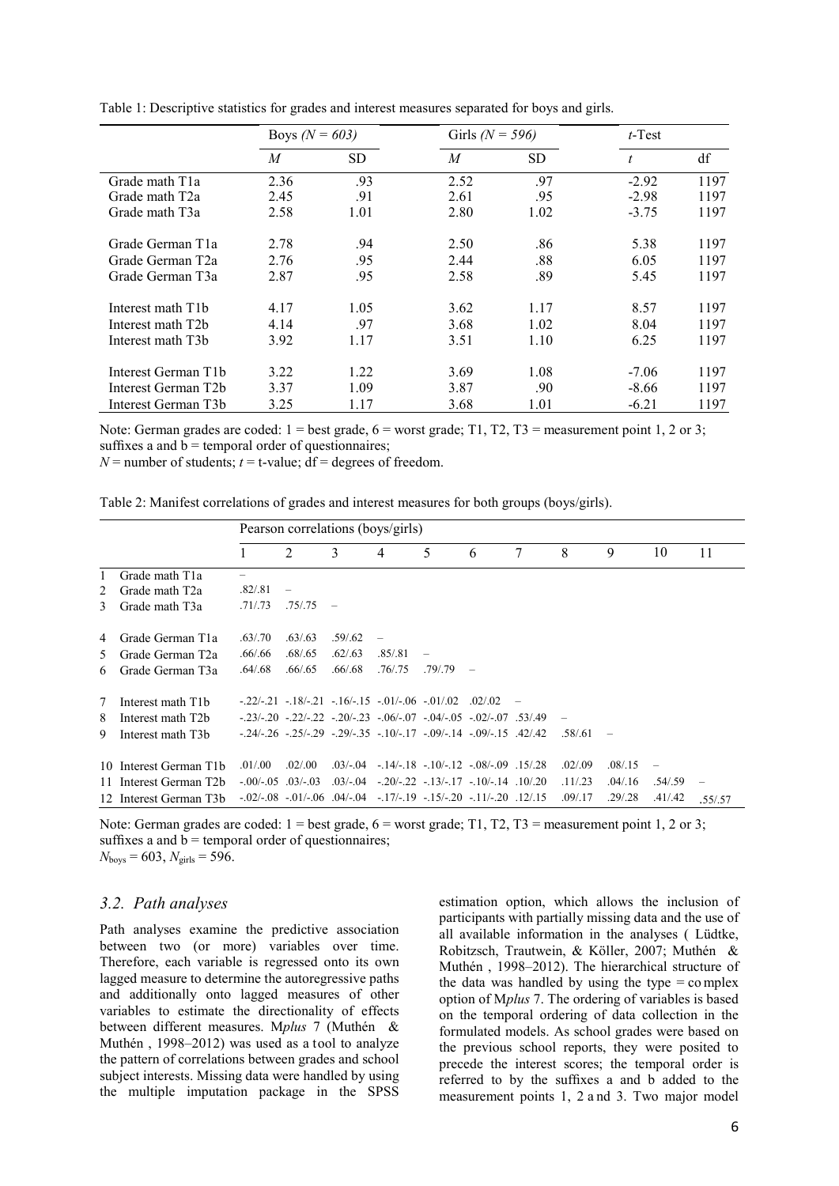Table 1: Descriptive statistics for grades and interest measures separated for boys and girls.

| | Boys *(N = 603)* | | Girls *(N = 596)* | | *t*-Test | |
|---|---|---|---|---|---|---|
| | *M* | SD | *M* | SD | *t* | df |
| Grade math T1a | 2.36 | .93 | 2.52 | .97 | -2.92 | 1197 |
| Grade math T2a | 2.45 | .91 | 2.61 | .95 | -2.98 | 1197 |
| Grade math T3a | 2.58 | 1.01 | 2.80 | 1.02 | -3.75 | 1197 |
| Grade German T1a | 2.78 | .94 | 2.50 | .86 | 5.38 | 1197 |
| Grade German T2a | 2.76 | .95 | 2.44 | .88 | 6.05 | 1197 |
| Grade German T3a | 2.87 | .95 | 2.58 | .89 | 5.45 | 1197 |
| Interest math T1b | 4.17 | 1.05 | 3.62 | 1.17 | 8.57 | 1197 |
| Interest math T2b | 4.14 | .97 | 3.68 | 1.02 | 8.04 | 1197 |
| Interest math T3b | 3.92 | 1.17 | 3.51 | 1.10 | 6.25 | 1197 |
| Interest German T1b | 3.22 | 1.22 | 3.69 | 1.08 | -7.06 | 1197 |
| Interest German T2b | 3.37 | 1.09 | 3.87 | .90 | -8.66 | 1197 |
| Interest German T3b | 3.25 | 1.17 | 3.68 | 1.01 | -6.21 | 1197 |

Note: German grades are coded: 1 = best grade, 6 = worst grade; T1, T2, T3 = measurement point 1, 2 or 3; suffixes a and b = temporal order of questionnaires;
*N* = number of students; *t* = t-value; df = degrees of freedom.

Table 2: Manifest correlations of grades and interest measures for both groups (boys/girls).

| | | Pearson correlations (boys/girls) | | | | | | | | | | |
|---|---|---|---|---|---|---|---|---|---|---|---|---|
| | | 1 | 2 | 3 | 4 | 5 | 6 | 7 | 8 | 9 | 10 | 11 |
| 1 | Grade math T1a | – | | | | | | | | | | |
| 2 | Grade math T2a | .82/.81 | – | | | | | | | | | |
| 3 | Grade math T3a | .71/.73 | .75/.75 | – | | | | | | | | |
| 4 | Grade German T1a | .63/.70 | .63/.63 | .59/.62 | – | | | | | | | |
| 5 | Grade German T2a | .66/.66 | .68/.65 | .62/.63 | .85/.81 | – | | | | | | |
| 6 | Grade German T3a | .64/.68 | .66/.65 | .66/.68 | .76/.75 | .79/.79 | – | | | | | |
| 7 | Interest math T1b | -.22/-.21 | -.18/-.21 | -.16/-.15 | -.01/-.06 | -.01/.02 | .02/.02 | – | | | | |
| 8 | Interest math T2b | -.23/-.20 | -.22/-.22 | -.20/-.23 | -.06/-.07 | -.04/-.05 | -.02/-.07 | .53/.49 | – | | | |
| 9 | Interest math T3b | -.24/-.26 | -.25/-.29 | -.29/-.35 | -.10/-.17 | -.09/-.14 | -.09/-.15 | .42/.42 | .58/.61 | – | | |
| 10 | Interest German T1b | .01/.00 | .02/.00 | .03/-.04 | -.14/-.18 | -.10/-.12 | -.08/-.09 | .15/.28 | .02/.09 | .08/.15 | – | |
| 11 | Interest German T2b | -.00/-.05 | .03/-.03 | .03/-.04 | -.20/-.22 | -.13/-.17 | -.10/-.14 | .10/.20 | .11/.23 | .04/.16 | .54/.59 | – |
| 12 | Interest German T3b | -.02/-.08 | -.01/-.06 | .04/-.04 | -.17/-.19 | -.15/-.20 | -.11/-.20 | .12/.15 | .09/.17 | .29/.28 | .41/.42 | .55/.57 |

Note: German grades are coded: 1 = best grade, 6 = worst grade; T1, T2, T3 = measurement point 1, 2 or 3; suffixes a and b = temporal order of questionnaires;
$N_{boys}$ = 603, $N_{girls}$ = 596.

### 3.2. Path analyses

Path analyses examine the predictive association between two (or more) variables over time. Therefore, each variable is regressed onto its own lagged measure to determine the autoregressive paths and additionally onto lagged measures of other variables to estimate the directionality of effects between different measures. M*plus* 7 (Muthén & Muthén , 1998–2012) was used as a tool to analyze the pattern of correlations between grades and school subject interests. Missing data were handled by using the multiple imputation package in the SPSS estimation option, which allows the inclusion of participants with partially missing data and the use of all available information in the analyses ( Lüdtke, Robitzsch, Trautwein, & Köller, 2007; Muthén & Muthén , 1998–2012). The hierarchical structure of the data was handled by using the type = complex option of M*plus* 7. The ordering of variables is based on the temporal ordering of data collection in the formulated models. As school grades were based on the previous school reports, they were posited to precede the interest scores; the temporal order is referred to by the suffixes a and b added to the measurement points 1, 2 and 3. Two major model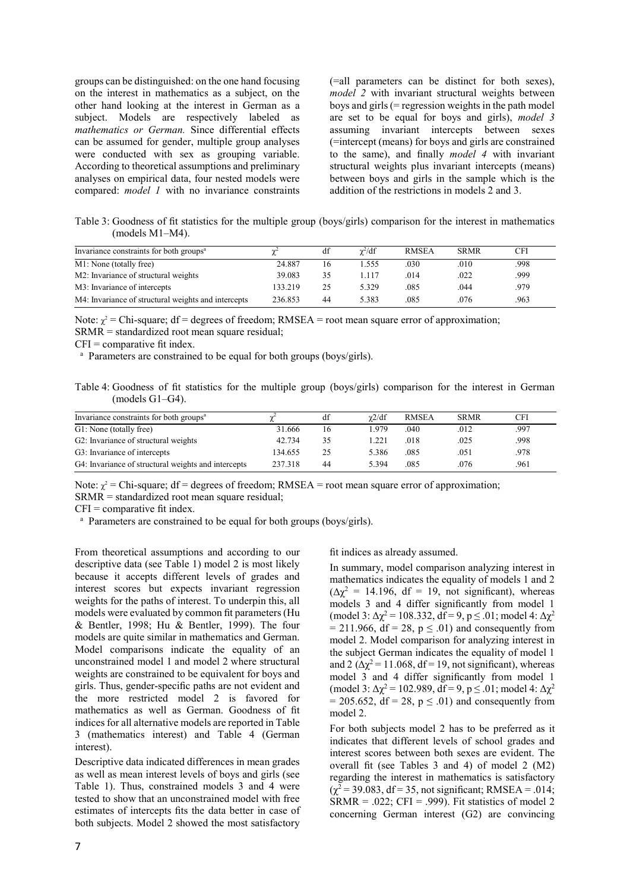groups can be distinguished: on the one hand focusing on the interest in mathematics as a subject, on the other hand looking at the interest in German as a subject. Models are respectively labeled as *mathematics or German.* Since differential effects can be assumed for gender, multiple group analyses were conducted with sex as grouping variable. According to theoretical assumptions and preliminary analyses on empirical data, four nested models were compared: *model 1* with no invariance constraints (=all parameters can be distinct for both sexes), *model 2* with invariant structural weights between boys and girls (= regression weights in the path model are set to be equal for boys and girls), *model 3* assuming invariant intercepts between sexes (=intercept (means) for boys and girls are constrained to the same), and finally *model 4* with invariant structural weights plus invariant intercepts (means) between boys and girls in the sample which is the addition of the restrictions in models 2 and 3.

Table 3: Goodness of fit statistics for the multiple group (boys/girls) comparison for the interest in mathematics (models M1–M4).

| Invariance constraints for both groups[a] | $\chi^2$ | df | $\chi^2$/df | RMSEA | SRMR | CFI |
|---|---|---|---|---|---|---|
| M1: None (totally free) | 24.887 | 16 | 1.555 | .030 | .010 | .998 |
| M2: Invariance of structural weights | 39.083 | 35 | 1.117 | .014 | .022 | .999 |
| M3: Invariance of intercepts | 133.219 | 25 | 5.329 | .085 | .044 | .979 |
| M4: Invariance of structural weights and intercepts | 236.853 | 44 | 5.383 | .085 | .076 | .963 |

Note: $\chi^2$ = Chi-square; df = degrees of freedom; RMSEA = root mean square error of approximation;
SRMR = standardized root mean square residual;
CFI = comparative fit index.
[a] Parameters are constrained to be equal for both groups (boys/girls).

Table 4: Goodness of fit statistics for the multiple group (boys/girls) comparison for the interest in German (models G1–G4).

| Invariance constraints for both groups[a] | $\chi^2$ | df | $\chi$2/df | RMSEA | SRMR | CFI |
|---|---|---|---|---|---|---|
| G1: None (totally free) | 31.666 | 16 | 1.979 | .040 | .012 | .997 |
| G2: Invariance of structural weights | 42.734 | 35 | 1.221 | .018 | .025 | .998 |
| G3: Invariance of intercepts | 134.655 | 25 | 5.386 | .085 | .051 | .978 |
| G4: Invariance of structural weights and intercepts | 237.318 | 44 | 5.394 | .085 | .076 | .961 |

Note: $\chi^2$ = Chi-square; df = degrees of freedom; RMSEA = root mean square error of approximation;
SRMR = standardized root mean square residual;
CFI = comparative fit index.
[a] Parameters are constrained to be equal for both groups (boys/girls).

From theoretical assumptions and according to our descriptive data (see Table 1) model 2 is most likely because it accepts different levels of grades and interest scores but expects invariant regression weights for the paths of interest. To underpin this, all models were evaluated by common fit parameters (Hu & Bentler, 1998; Hu & Bentler, 1999). The four models are quite similar in mathematics and German. Model comparisons indicate the equality of an unconstrained model 1 and model 2 where structural weights are constrained to be equivalent for boys and girls. Thus, gender-specific paths are not evident and the more restricted model 2 is favored for mathematics as well as German. Goodness of fit indices for all alternative models are reported in Table 3 (mathematics interest) and Table 4 (German interest).

Descriptive data indicated differences in mean grades as well as mean interest levels of boys and girls (see Table 1). Thus, constrained models 3 and 4 were tested to show that an unconstrained model with free estimates of intercepts fits the data better in case of both subjects. Model 2 showed the most satisfactory fit indices as already assumed.

In summary, model comparison analyzing interest in mathematics indicates the equality of models 1 and 2 ($\Delta\chi^2$ = 14.196, df = 19, not significant), whereas models 3 and 4 differ significantly from model 1 (model 3: $\Delta\chi^2$ = 108.332, df = 9, $p \leq .01$; model 4: $\Delta\chi^2$ = 211.966, df = 28, $p \leq .01$) and consequently from model 2. Model comparison for analyzing interest in the subject German indicates the equality of model 1 and 2 ($\Delta\chi^2$ = 11.068, df = 19, not significant), whereas model 3 and 4 differ significantly from model 1 (model 3: $\Delta\chi^2$ = 102.989, df = 9, $p \leq .01$; model 4: $\Delta\chi^2$ = 205.652, df = 28, $p \leq .01$) and consequently from model 2.

For both subjects model 2 has to be preferred as it indicates that different levels of school grades and interest scores between both sexes are evident. The overall fit (see Tables 3 and 4) of model 2 (M2) regarding the interest in mathematics is satisfactory ($\chi^2$ = 39.083, df = 35, not significant; RMSEA = .014; SRMR = .022; CFI = .999). Fit statistics of model 2 concerning German interest (G2) are convincing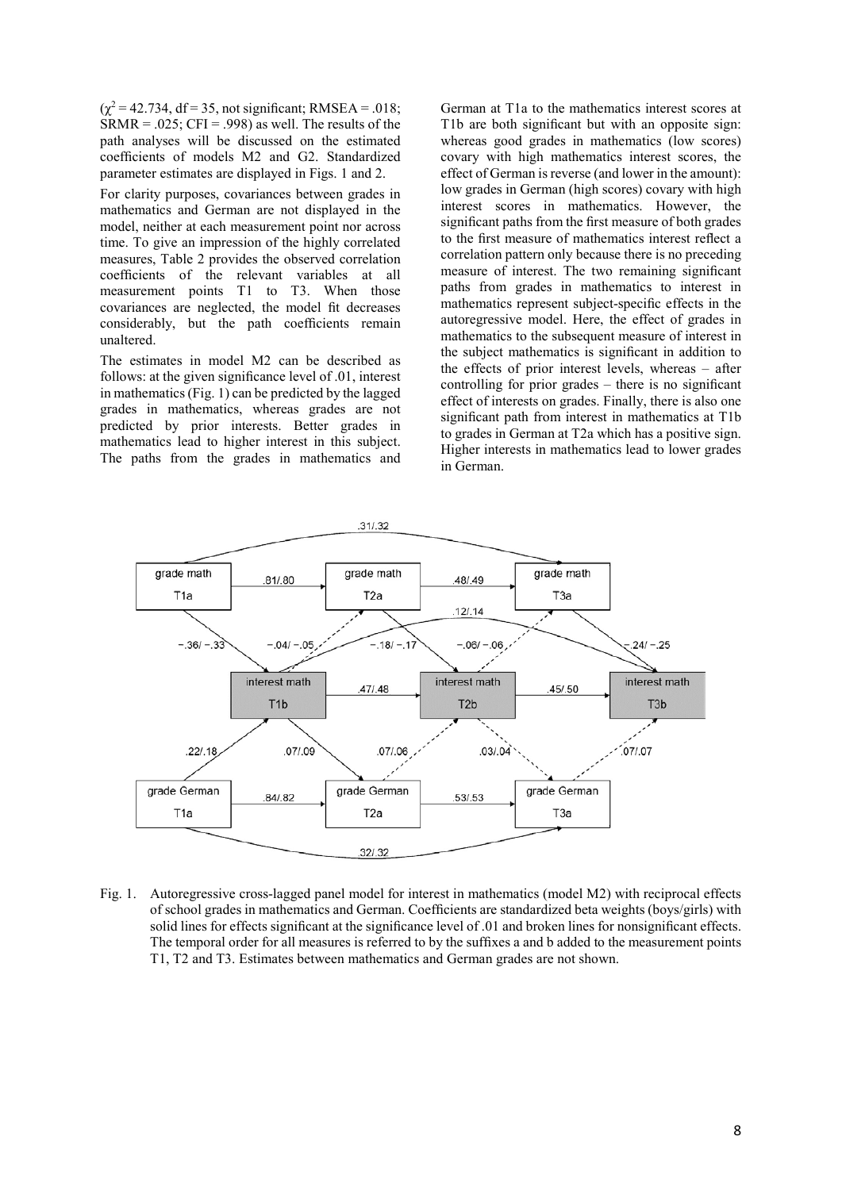($\chi^2 = 42.734$, df = 35, not significant; RMSEA = .018; SRMR = .025; CFI = .998) as well. The results of the path analyses will be discussed on the estimated coefficients of models M2 and G2. Standardized parameter estimates are displayed in Figs. 1 and 2.

For clarity purposes, covariances between grades in mathematics and German are not displayed in the model, neither at each measurement point nor across time. To give an impression of the highly correlated measures, Table 2 provides the observed correlation coefficients of the relevant variables at all measurement points T1 to T3. When those covariances are neglected, the model fit decreases considerably, but the path coefficients remain unaltered.

The estimates in model M2 can be described as follows: at the given significance level of .01, interest in mathematics (Fig. 1) can be predicted by the lagged grades in mathematics, whereas grades are not predicted by prior interests. Better grades in mathematics lead to higher interest in this subject. The paths from the grades in mathematics and German at T1a to the mathematics interest scores at T1b are both significant but with an opposite sign: whereas good grades in mathematics (low scores) covary with high mathematics interest scores, the effect of German is reverse (and lower in the amount): low grades in German (high scores) covary with high interest scores in mathematics. However, the significant paths from the first measure of both grades to the first measure of mathematics interest reflect a correlation pattern only because there is no preceding measure of interest. The two remaining significant paths from grades in mathematics to interest in mathematics represent subject-specific effects in the autoregressive model. Here, the effect of grades in mathematics to the subsequent measure of interest in the subject mathematics is significant in addition to the effects of prior interest levels, whereas – after controlling for prior grades – there is no significant effect of interests on grades. Finally, there is also one significant path from interest in mathematics at T1b to grades in German at T2a which has a positive sign. Higher interests in mathematics lead to lower grades in German.

Fig. 1. Autoregressive cross-lagged panel model for interest in mathematics (model M2) with reciprocal effects of school grades in mathematics and German. Coefficients are standardized beta weights (boys/girls) with solid lines for effects significant at the significance level of .01 and broken lines for nonsignificant effects. The temporal order for all measures is referred to by the suffixes a and b added to the measurement points T1, T2 and T3. Estimates between mathematics and German grades are not shown.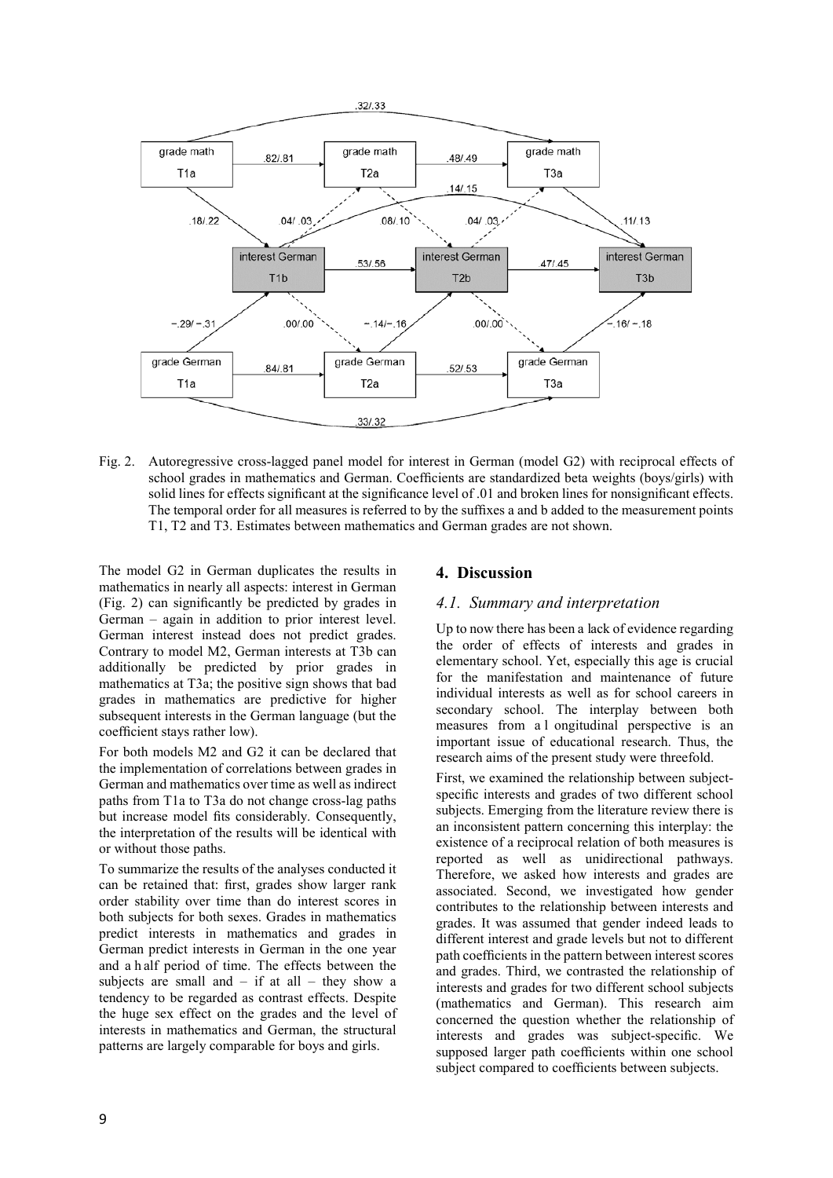Fig. 2. Autoregressive cross-lagged panel model for interest in German (model G2) with reciprocal effects of school grades in mathematics and German. Coefficients are standardized beta weights (boys/girls) with solid lines for effects significant at the significance level of .01 and broken lines for nonsignificant effects. The temporal order for all measures is referred to by the suffixes a and b added to the measurement points T1, T2 and T3. Estimates between mathematics and German grades are not shown.

The model G2 in German duplicates the results in mathematics in nearly all aspects: interest in German (Fig. 2) can significantly be predicted by grades in German – again in addition to prior interest level. German interest instead does not predict grades. Contrary to model M2, German interests at T3b can additionally be predicted by prior grades in mathematics at T3a; the positive sign shows that bad grades in mathematics are predictive for higher subsequent interests in the German language (but the coefficient stays rather low).

For both models M2 and G2 it can be declared that the implementation of correlations between grades in German and mathematics over time as well as indirect paths from T1a to T3a do not change cross-lag paths but increase model fits considerably. Consequently, the interpretation of the results will be identical with or without those paths.

To summarize the results of the analyses conducted it can be retained that: first, grades show larger rank order stability over time than do interest scores in both subjects for both sexes. Grades in mathematics predict interests in mathematics and grades in German predict interests in German in the one year and a half period of time. The effects between the subjects are small and – if at all – they show a tendency to be regarded as contrast effects. Despite the huge sex effect on the grades and the level of interests in mathematics and German, the structural patterns are largely comparable for boys and girls.

## 4. Discussion

### *4.1. Summary and interpretation*

Up to now there has been a lack of evidence regarding the order of effects of interests and grades in elementary school. Yet, especially this age is crucial for the manifestation and maintenance of future individual interests as well as for school careers in secondary school. The interplay between both measures from a longitudinal perspective is an important issue of educational research. Thus, the research aims of the present study were threefold.

First, we examined the relationship between subject-specific interests and grades of two different school subjects. Emerging from the literature review there is an inconsistent pattern concerning this interplay: the existence of a reciprocal relation of both measures is reported as well as unidirectional pathways. Therefore, we asked how interests and grades are associated. Second, we investigated how gender contributes to the relationship between interests and grades. It was assumed that gender indeed leads to different interest and grade levels but not to different path coefficients in the pattern between interest scores and grades. Third, we contrasted the relationship of interests and grades for two different school subjects (mathematics and German). This research aim concerned the question whether the relationship of interests and grades was subject-specific. We supposed larger path coefficients within one school subject compared to coefficients between subjects.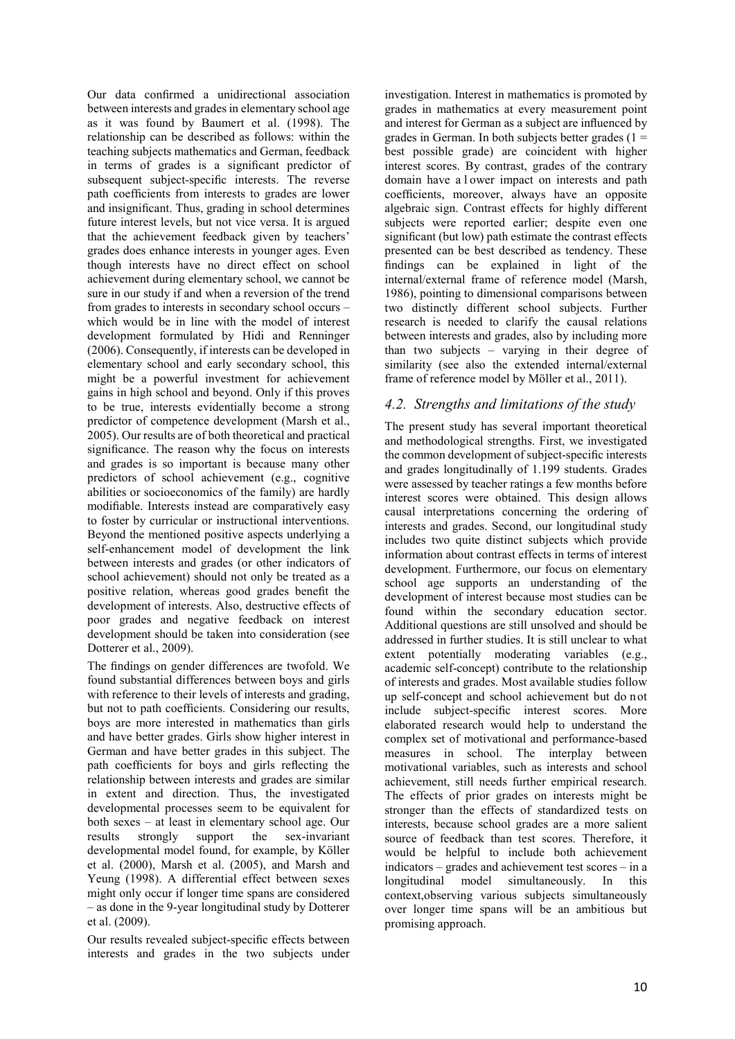Our data confirmed a unidirectional association between interests and grades in elementary school age as it was found by Baumert et al. (1998). The relationship can be described as follows: within the teaching subjects mathematics and German, feedback in terms of grades is a significant predictor of subsequent subject-specific interests. The reverse path coefficients from interests to grades are lower and insignificant. Thus, grading in school determines future interest levels, but not vice versa. It is argued that the achievement feedback given by teachers' grades does enhance interests in younger ages. Even though interests have no direct effect on school achievement during elementary school, we cannot be sure in our study if and when a reversion of the trend from grades to interests in secondary school occurs – which would be in line with the model of interest development formulated by Hidi and Renninger (2006). Consequently, if interests can be developed in elementary school and early secondary school, this might be a powerful investment for achievement gains in high school and beyond. Only if this proves to be true, interests evidentially become a strong predictor of competence development (Marsh et al., 2005). Our results are of both theoretical and practical significance. The reason why the focus on interests and grades is so important is because many other predictors of school achievement (e.g., cognitive abilities or socioeconomics of the family) are hardly modifiable. Interests instead are comparatively easy to foster by curricular or instructional interventions. Beyond the mentioned positive aspects underlying a self-enhancement model of development the link between interests and grades (or other indicators of school achievement) should not only be treated as a positive relation, whereas good grades benefit the development of interests. Also, destructive effects of poor grades and negative feedback on interest development should be taken into consideration (see Dotterer et al., 2009).

The findings on gender differences are twofold. We found substantial differences between boys and girls with reference to their levels of interests and grading, but not to path coefficients. Considering our results, boys are more interested in mathematics than girls and have better grades. Girls show higher interest in German and have better grades in this subject. The path coefficients for boys and girls reflecting the relationship between interests and grades are similar in extent and direction. Thus, the investigated developmental processes seem to be equivalent for both sexes – at least in elementary school age. Our results strongly support the sex-invariant developmental model found, for example, by Köller et al. (2000), Marsh et al. (2005), and Marsh and Yeung (1998). A differential effect between sexes might only occur if longer time spans are considered – as done in the 9-year longitudinal study by Dotterer et al. (2009).

Our results revealed subject-specific effects between interests and grades in the two subjects under investigation. Interest in mathematics is promoted by grades in mathematics at every measurement point and interest for German as a subject are influenced by grades in German. In both subjects better grades (1 = best possible grade) are coincident with higher interest scores. By contrast, grades of the contrary domain have a lower impact on interests and path coefficients, moreover, always have an opposite algebraic sign. Contrast effects for highly different subjects were reported earlier; despite even one significant (but low) path estimate the contrast effects presented can be best described as tendency. These findings can be explained in light of the internal/external frame of reference model (Marsh, 1986), pointing to dimensional comparisons between two distinctly different school subjects. Further research is needed to clarify the causal relations between interests and grades, also by including more than two subjects – varying in their degree of similarity (see also the extended internal/external frame of reference model by Möller et al., 2011).

## 4.2. Strengths and limitations of the study

The present study has several important theoretical and methodological strengths. First, we investigated the common development of subject-specific interests and grades longitudinally of 1.199 students. Grades were assessed by teacher ratings a few months before interest scores were obtained. This design allows causal interpretations concerning the ordering of interests and grades. Second, our longitudinal study includes two quite distinct subjects which provide information about contrast effects in terms of interest development. Furthermore, our focus on elementary school age supports an understanding of the development of interest because most studies can be found within the secondary education sector. Additional questions are still unsolved and should be addressed in further studies. It is still unclear to what extent potentially moderating variables (e.g., academic self-concept) contribute to the relationship of interests and grades. Most available studies follow up self-concept and school achievement but do not include subject-specific interest scores. More elaborated research would help to understand the complex set of motivational and performance-based measures in school. The interplay between motivational variables, such as interests and school achievement, still needs further empirical research. The effects of prior grades on interests might be stronger than the effects of standardized tests on interests, because school grades are a more salient source of feedback than test scores. Therefore, it would be helpful to include both achievement indicators – grades and achievement test scores – in a longitudinal model simultaneously. In this context,observing various subjects simultaneously over longer time spans will be an ambitious but promising approach.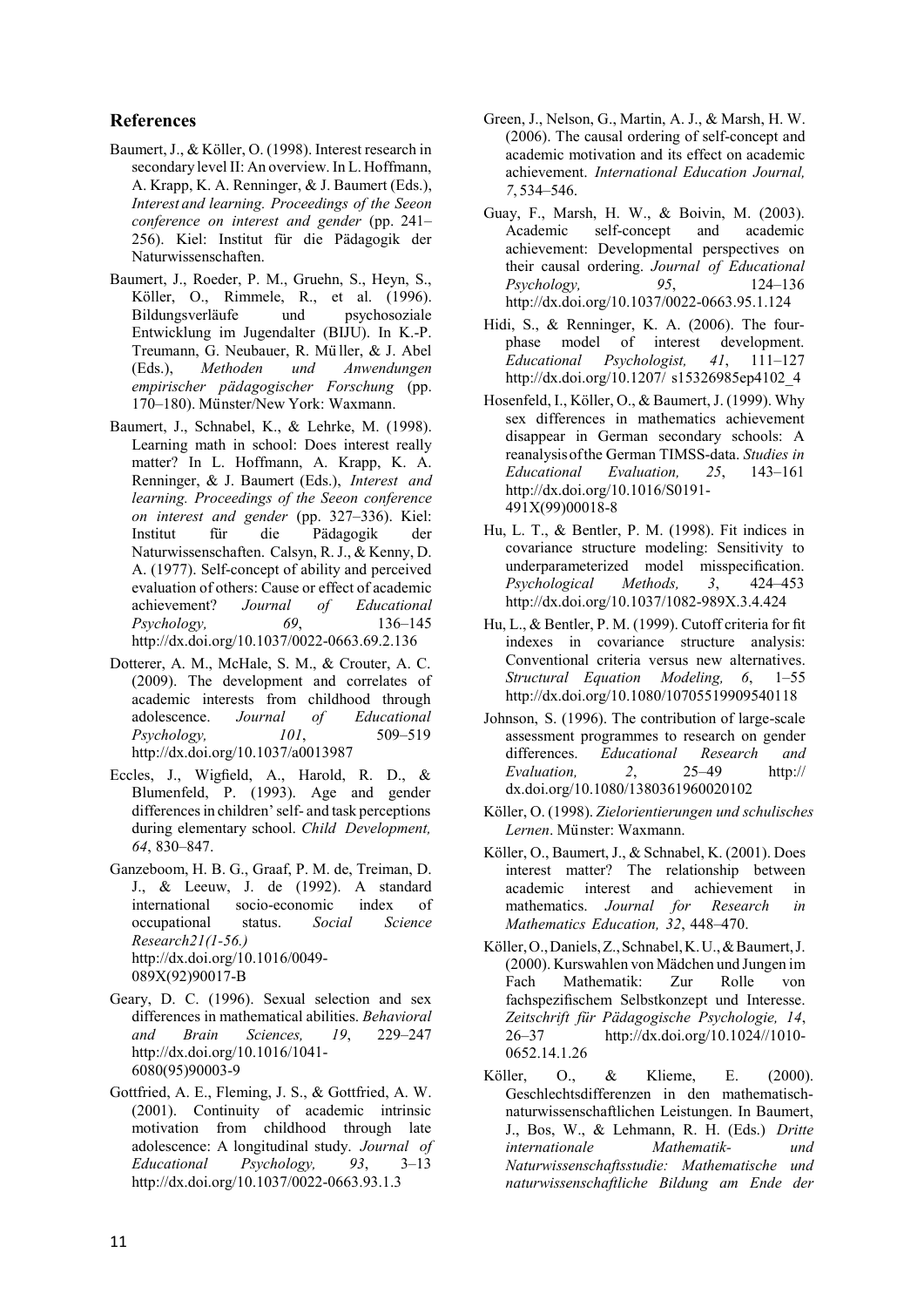## References

Baumert, J., & Köller, O. (1998). Interest research in secondary level II: An overview. In L. Hoffmann, A. Krapp, K. A. Renninger, & J. Baumert (Eds.), *Interest and learning. Proceedings of the Seeon conference on interest and gender* (pp. 241–256). Kiel: Institut für die Pädagogik der Naturwissenschaften.

Baumert, J., Roeder, P. M., Gruehn, S., Heyn, S., Köller, O., Rimmele, R., et al. (1996). Bildungsverläufe und psychosoziale Entwicklung im Jugendalter (BIJU). In K.-P. Treumann, G. Neubauer, R. Müller, & J. Abel (Eds.), *Methoden und Anwendungen empirischer pädagogischer Forschung* (pp. 170–180). Münster/New York: Waxmann.

Baumert, J., Schnabel, K., & Lehrke, M. (1998). Learning math in school: Does interest really matter? In L. Hoffmann, A. Krapp, K. A. Renninger, & J. Baumert (Eds.), *Interest and learning. Proceedings of the Seeon conference on interest and gender* (pp. 327–336). Kiel: Institut für die Pädagogik der Naturwissenschaften. Calsyn, R. J., & Kenny, D. A. (1977). Self-concept of ability and perceived evaluation of others: Cause or effect of academic achievement? *Journal of Educational Psychology, 69*, 136–145 http://dx.doi.org/10.1037/0022-0663.69.2.136

Dotterer, A. M., McHale, S. M., & Crouter, A. C. (2009). The development and correlates of academic interests from childhood through adolescence. *Journal of Educational Psychology, 101*, 509–519 http://dx.doi.org/10.1037/a0013987

Eccles, J., Wigfield, A., Harold, R. D., & Blumenfeld, P. (1993). Age and gender differences in children' self- and task perceptions during elementary school. *Child Development, 64*, 830–847.

Ganzeboom, H. B. G., Graaf, P. M. de, Treiman, D. J., & Leeuw, J. de (1992). A standard international socio-economic index of occupational status. *Social Science Research21(1-56.)* http://dx.doi.org/10.1016/0049-089X(92)90017-B

Geary, D. C. (1996). Sexual selection and sex differences in mathematical abilities. *Behavioral and Brain Sciences, 19*, 229–247 http://dx.doi.org/10.1016/1041-6080(95)90003-9

Gottfried, A. E., Fleming, J. S., & Gottfried, A. W. (2001). Continuity of academic intrinsic motivation from childhood through late adolescence: A longitudinal study. *Journal of Educational Psychology, 93*, 3–13 http://dx.doi.org/10.1037/0022-0663.93.1.3

Green, J., Nelson, G., Martin, A. J., & Marsh, H. W. (2006). The causal ordering of self-concept and academic motivation and its effect on academic achievement. *International Education Journal, 7*, 534–546.

Guay, F., Marsh, H. W., & Boivin, M. (2003). Academic self-concept and academic achievement: Developmental perspectives on their causal ordering. *Journal of Educational Psychology, 95*, 124–136 http://dx.doi.org/10.1037/0022-0663.95.1.124

Hidi, S., & Renninger, K. A. (2006). The four-phase model of interest development. *Educational Psychologist, 41*, 111–127 http://dx.doi.org/10.1207/ s15326985ep4102_4

Hosenfeld, I., Köller, O., & Baumert, J. (1999). Why sex differences in mathematics achievement disappear in German secondary schools: A reanalysis of the German TIMSS-data. *Studies in Educational Evaluation, 25*, 143–161 http://dx.doi.org/10.1016/S0191-491X(99)00018-8

Hu, L. T., & Bentler, P. M. (1998). Fit indices in covariance structure modeling: Sensitivity to underparameterized model misspecification. *Psychological Methods, 3*, 424–453 http://dx.doi.org/10.1037/1082-989X.3.4.424

Hu, L., & Bentler, P. M. (1999). Cutoff criteria for fit indexes in covariance structure analysis: Conventional criteria versus new alternatives. *Structural Equation Modeling, 6*, 1–55 http://dx.doi.org/10.1080/10705519909540118

Johnson, S. (1996). The contribution of large-scale assessment programmes to research on gender differences. *Educational Research and Evaluation, 2*, 25–49 http:// dx.doi.org/10.1080/1380361960020102

Köller, O. (1998). *Zielorientierungen und schulisches Lernen*. Münster: Waxmann.

Köller, O., Baumert, J., & Schnabel, K. (2001). Does interest matter? The relationship between academic interest and achievement in mathematics. *Journal for Research in Mathematics Education, 32*, 448–470.

Köller, O., Daniels, Z., Schnabel, K. U., & Baumert, J. (2000). Kurswahlen von Mädchen und Jungen im Fach Mathematik: Zur Rolle von fachspezifischem Selbstkonzept und Interesse. *Zeitschrift für Pädagogische Psychologie, 14*, 26–37 http://dx.doi.org/10.1024//1010-0652.14.1.26

Köller, O., & Klieme, E. (2000). Geschlechtsdifferenzen in den mathematisch-naturwissenschaftlichen Leistungen. In Baumert, J., Bos, W., & Lehmann, R. H. (Eds.) *Dritte internationale Mathematik- und Naturwissenschaftsstudie: Mathematische und naturwissenschaftliche Bildung am Ende der*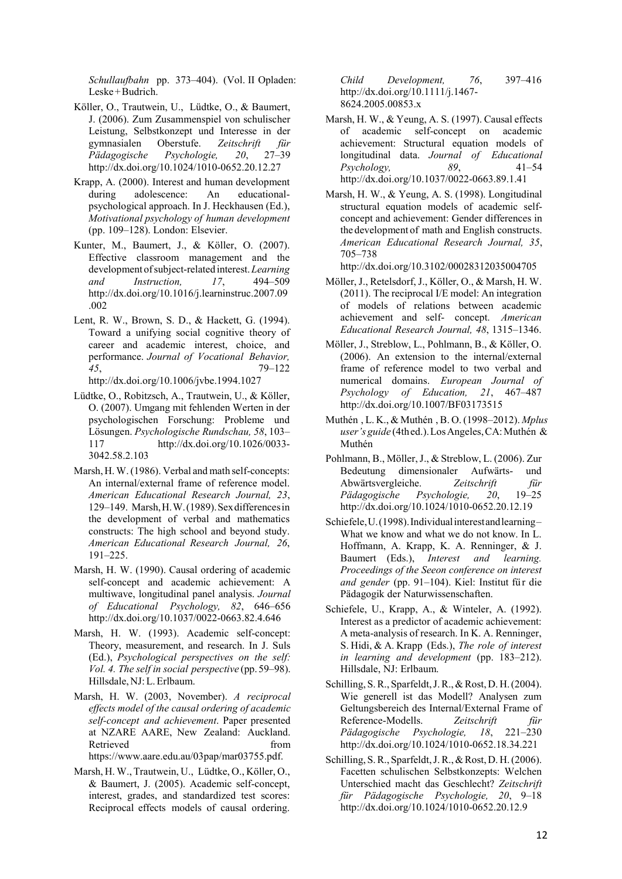*Schullaufbahn* pp. 373–404). (Vol. II Opladen: Leske + Budrich.

Köller, O., Trautwein, U., Lüdtke, O., & Baumert, J. (2006). Zum Zusammenspiel von schulischer Leistung, Selbstkonzept und Interesse in der gymnasialen Oberstufe. *Zeitschrift für Pädagogische Psychologie, 20*, 27–39 http://dx.doi.org/10.1024/1010-0652.20.12.27

Krapp, A. (2000). Interest and human development during adolescence: An educational-psychological approach. In J. Heckhausen (Ed.), *Motivational psychology of human development* (pp. 109–128). London: Elsevier.

Kunter, M., Baumert, J., & Köller, O. (2007). Effective classroom management and the development of subject-related interest. *Learning and Instruction, 17*, 494–509 http://dx.doi.org/10.1016/j.learninstruc.2007.09.002

Lent, R. W., Brown, S. D., & Hackett, G. (1994). Toward a unifying social cognitive theory of career and academic interest, choice, and performance. *Journal of Vocational Behavior, 45*, 79–122 http://dx.doi.org/10.1006/jvbe.1994.1027

Lüdtke, O., Robitzsch, A., Trautwein, U., & Köller, O. (2007). Umgang mit fehlenden Werten in der psychologischen Forschung: Probleme und Lösungen. *Psychologische Rundschau, 58*, 103–117 http://dx.doi.org/10.1026/0033-3042.58.2.103

Marsh, H. W. (1986). Verbal and math self-concepts: An internal/external frame of reference model. *American Educational Research Journal, 23*, 129–149. Marsh, H. W. (1989). Sex differences in the development of verbal and mathematics constructs: The high school and beyond study. *American Educational Research Journal, 26*, 191–225.

Marsh, H. W. (1990). Causal ordering of academic self-concept and academic achievement: A multiwave, longitudinal panel analysis. *Journal of Educational Psychology, 82*, 646–656 http://dx.doi.org/10.1037/0022-0663.82.4.646

Marsh, H. W. (1993). Academic self-concept: Theory, measurement, and research. In J. Suls (Ed.), *Psychological perspectives on the self: Vol. 4. The self in social perspective* (pp. 59–98). Hillsdale, NJ: L. Erlbaum.

Marsh, H. W. (2003, November). *A reciprocal effects model of the causal ordering of academic self-concept and achievement*. Paper presented at NZARE AARE, New Zealand: Auckland. Retrieved from https://www.aare.edu.au/03pap/mar03755.pdf.

Marsh, H. W., Trautwein, U., Lüdtke, O., Köller, O., & Baumert, J. (2005). Academic self-concept, interest, grades, and standardized test scores: Reciprocal effects models of causal ordering. *Child Development, 76*, 397–416 http://dx.doi.org/10.1111/j.1467-8624.2005.00853.x

Marsh, H. W., & Yeung, A. S. (1997). Causal effects of academic self-concept on academic achievement: Structural equation models of longitudinal data. *Journal of Educational Psychology, 89*, 41–54 http://dx.doi.org/10.1037/0022-0663.89.1.41

Marsh, H. W., & Yeung, A. S. (1998). Longitudinal structural equation models of academic self-concept and achievement: Gender differences in the development of math and English constructs. *American Educational Research Journal, 35*, 705–738 http://dx.doi.org/10.3102/00028312035004705

Möller, J., Retelsdorf, J., Köller, O., & Marsh, H. W. (2011). The reciprocal I/E model: An integration of models of relations between academic achievement and self- concept. *American Educational Research Journal, 48*, 1315–1346.

Möller, J., Streblow, L., Pohlmann, B., & Köller, O. (2006). An extension to the internal/external frame of reference model to two verbal and numerical domains. *European Journal of Psychology of Education, 21*, 467–487 http://dx.doi.org/10.1007/BF03173515

Muthén , L. K., & Muthén , B. O. (1998–2012). *Mplus user's guide* (4th ed.). Los Angeles, CA: Muthén & Muthén

Pohlmann, B., Möller, J., & Streblow, L. (2006). Zur Bedeutung dimensionaler Aufwärts- und Abwärtsvergleiche. *Zeitschrift für Pädagogische Psychologie, 20*, 19–25 http://dx.doi.org/10.1024/1010-0652.20.12.19

Schiefele, U. (1998). Individual interest and learning – What we know and what we do not know. In L. Hoffmann, A. Krapp, K. A. Renninger, & J. Baumert (Eds.), *Interest and learning. Proceedings of the Seeon conference on interest and gender* (pp. 91–104). Kiel: Institut für die Pädagogik der Naturwissenschaften.

Schiefele, U., Krapp, A., & Winteler, A. (1992). Interest as a predictor of academic achievement: A meta-analysis of research. In K. A. Renninger, S. Hidi, & A. Krapp (Eds.), *The role of interest in learning and development* (pp. 183–212). Hillsdale, NJ: Erlbaum.

Schilling, S. R., Sparfeldt, J. R., & Rost, D. H. (2004). Wie generell ist das Modell? Analysen zum Geltungsbereich des Internal/External Frame of Reference-Modells. *Zeitschrift für Pädagogische Psychologie, 18*, 221–230 http://dx.doi.org/10.1024/1010-0652.18.34.221

Schilling, S. R., Sparfeldt, J. R., & Rost, D. H. (2006). Facetten schulischen Selbstkonzepts: Welchen Unterschied macht das Geschlecht? *Zeitschrift für Pädagogische Psychologie, 20*, 9–18 http://dx.doi.org/10.1024/1010-0652.20.12.9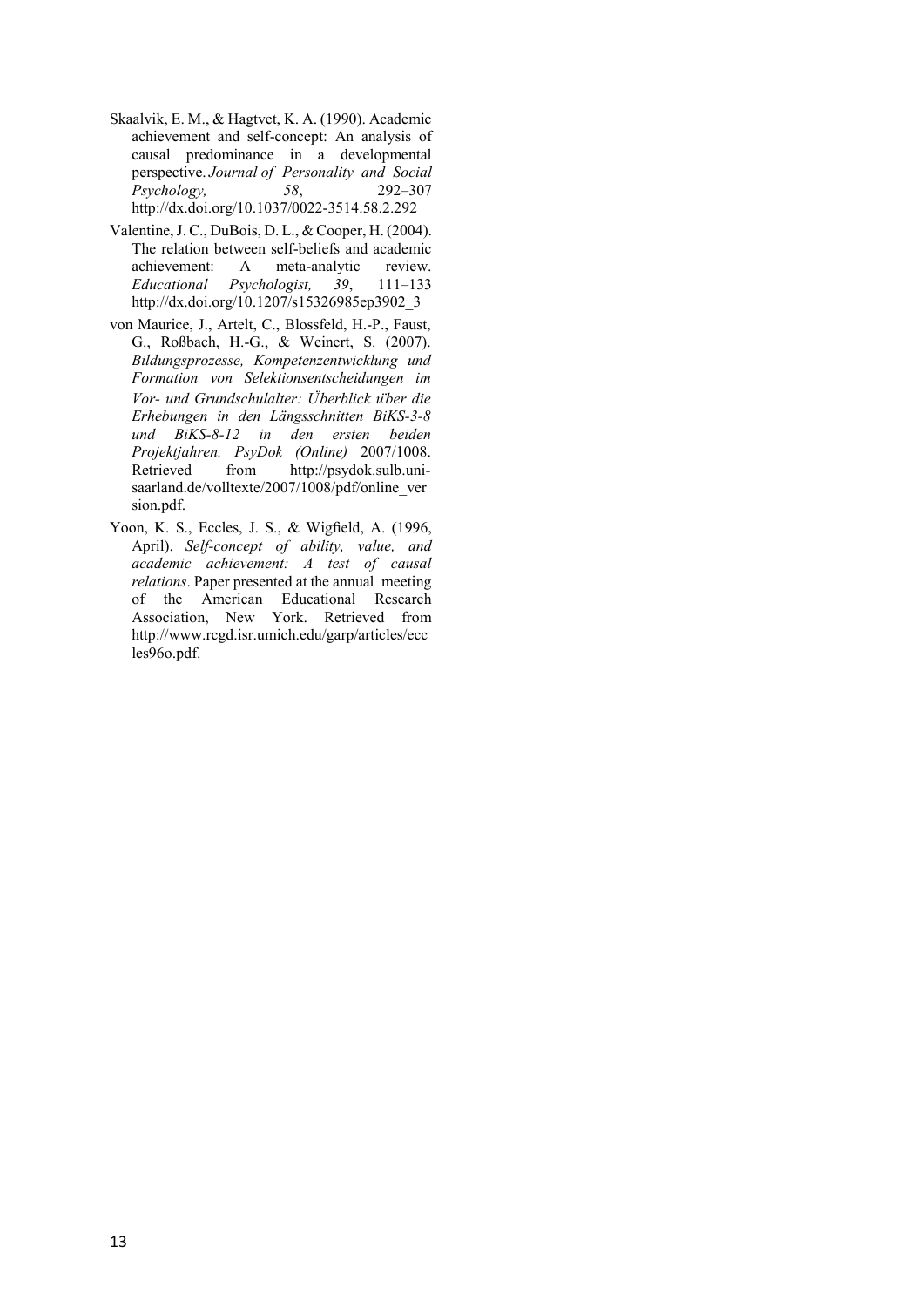Skaalvik, E. M., & Hagtvet, K. A. (1990). Academic achievement and self-concept: An analysis of causal predominance in a developmental perspective. *Journal of Personality and Social Psychology, 58*, 292–307 http://dx.doi.org/10.1037/0022-3514.58.2.292

Valentine, J. C., DuBois, D. L., & Cooper, H. (2004). The relation between self-beliefs and academic achievement: A meta-analytic review. *Educational Psychologist, 39*, 111–133 http://dx.doi.org/10.1207/s15326985ep3902_3

von Maurice, J., Artelt, C., Blossfeld, H.-P., Faust, G., Roßbach, H.-G., & Weinert, S. (2007). *Bildungsprozesse, Kompetenzentwicklung und Formation von Selektionsentscheidungen im Vor- und Grundschulalter: Überblick über die Erhebungen in den Längsschnitten BiKS-3-8 und BiKS-8-12 in den ersten beiden Projektjahren. PsyDok (Online)* 2007/1008. Retrieved from http://psydok.sulb.uni-saarland.de/volltexte/2007/1008/pdf/online_version.pdf.

Yoon, K. S., Eccles, J. S., & Wigfield, A. (1996, April). *Self-concept of ability, value, and academic achievement: A test of causal relations*. Paper presented at the annual meeting of the American Educational Research Association, New York. Retrieved from http://www.rcgd.isr.umich.edu/garp/articles/eccles96o.pdf.